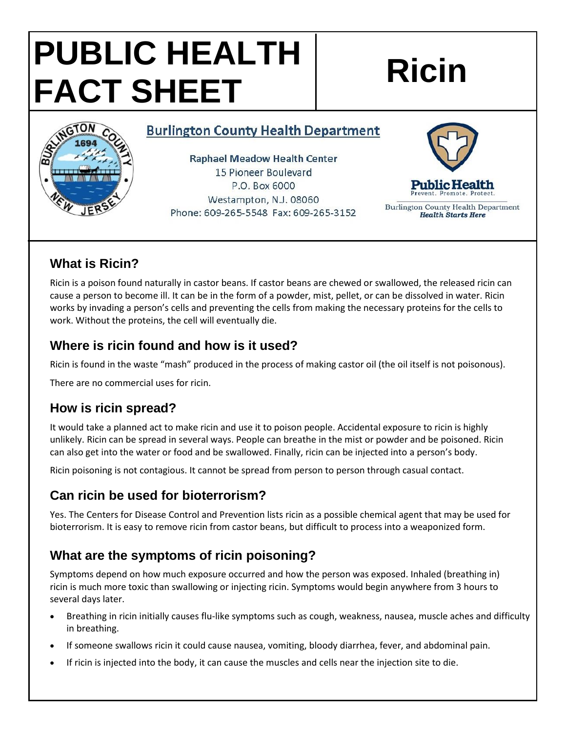# PUBLIC HEALTH FACT SHEET

# Ricin

**Burlington County Health Department**

Raphael Meadow Health Center
15 Pioneer Boulevard
P.O. Box 6000
Westampton, N.J. 08060
Phone: 609-265-5548 Fax: 609-265-3152

Public Health
Prevent. Promote. Protect.
Burlington County Health Department
*Health Starts Here*

## What is Ricin?

Ricin is a poison found naturally in castor beans. If castor beans are chewed or swallowed, the released ricin can cause a person to become ill. It can be in the form of a powder, mist, pellet, or can be dissolved in water. Ricin works by invading a person's cells and preventing the cells from making the necessary proteins for the cells to work. Without the proteins, the cell will eventually die.

## Where is ricin found and how is it used?

Ricin is found in the waste "mash" produced in the process of making castor oil (the oil itself is not poisonous).

There are no commercial uses for ricin.

## How is ricin spread?

It would take a planned act to make ricin and use it to poison people. Accidental exposure to ricin is highly unlikely. Ricin can be spread in several ways. People can breathe in the mist or powder and be poisoned. Ricin can also get into the water or food and be swallowed. Finally, ricin can be injected into a person's body.

Ricin poisoning is not contagious. It cannot be spread from person to person through casual contact.

## Can ricin be used for bioterrorism?

Yes. The Centers for Disease Control and Prevention lists ricin as a possible chemical agent that may be used for bioterrorism. It is easy to remove ricin from castor beans, but difficult to process into a weaponized form.

## What are the symptoms of ricin poisoning?

Symptoms depend on how much exposure occurred and how the person was exposed. Inhaled (breathing in) ricin is much more toxic than swallowing or injecting ricin. Symptoms would begin anywhere from 3 hours to several days later.

- Breathing in ricin initially causes flu-like symptoms such as cough, weakness, nausea, muscle aches and difficulty in breathing.
- If someone swallows ricin it could cause nausea, vomiting, bloody diarrhea, fever, and abdominal pain.
- If ricin is injected into the body, it can cause the muscles and cells near the injection site to die.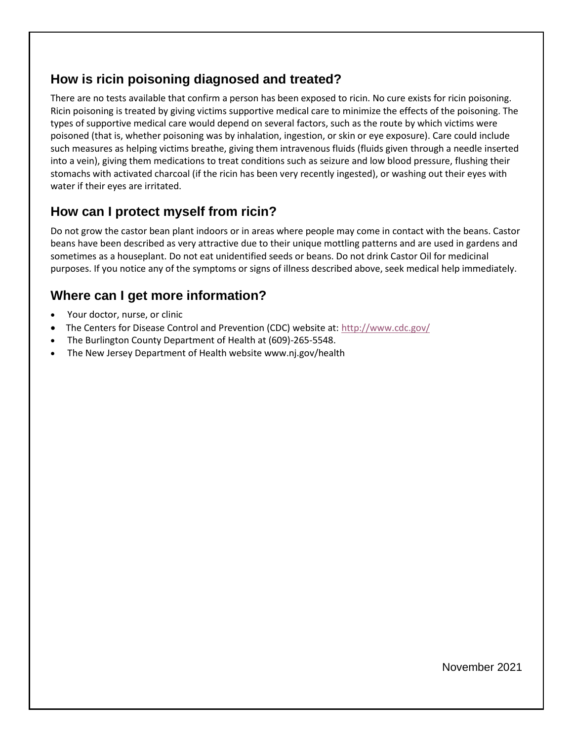## How is ricin poisoning diagnosed and treated?

There are no tests available that confirm a person has been exposed to ricin. No cure exists for ricin poisoning. Ricin poisoning is treated by giving victims supportive medical care to minimize the effects of the poisoning. The types of supportive medical care would depend on several factors, such as the route by which victims were poisoned (that is, whether poisoning was by inhalation, ingestion, or skin or eye exposure). Care could include such measures as helping victims breathe, giving them intravenous fluids (fluids given through a needle inserted into a vein), giving them medications to treat conditions such as seizure and low blood pressure, flushing their stomachs with activated charcoal (if the ricin has been very recently ingested), or washing out their eyes with water if their eyes are irritated.

## How can I protect myself from ricin?

Do not grow the castor bean plant indoors or in areas where people may come in contact with the beans. Castor beans have been described as very attractive due to their unique mottling patterns and are used in gardens and sometimes as a houseplant. Do not eat unidentified seeds or beans. Do not drink Castor Oil for medicinal purposes. If you notice any of the symptoms or signs of illness described above, seek medical help immediately.

## Where can I get more information?

- Your doctor, nurse, or clinic
- The Centers for Disease Control and Prevention (CDC) website at: http://www.cdc.gov/
- The Burlington County Department of Health at (609)-265-5548.
- The New Jersey Department of Health website www.nj.gov/health

November 2021